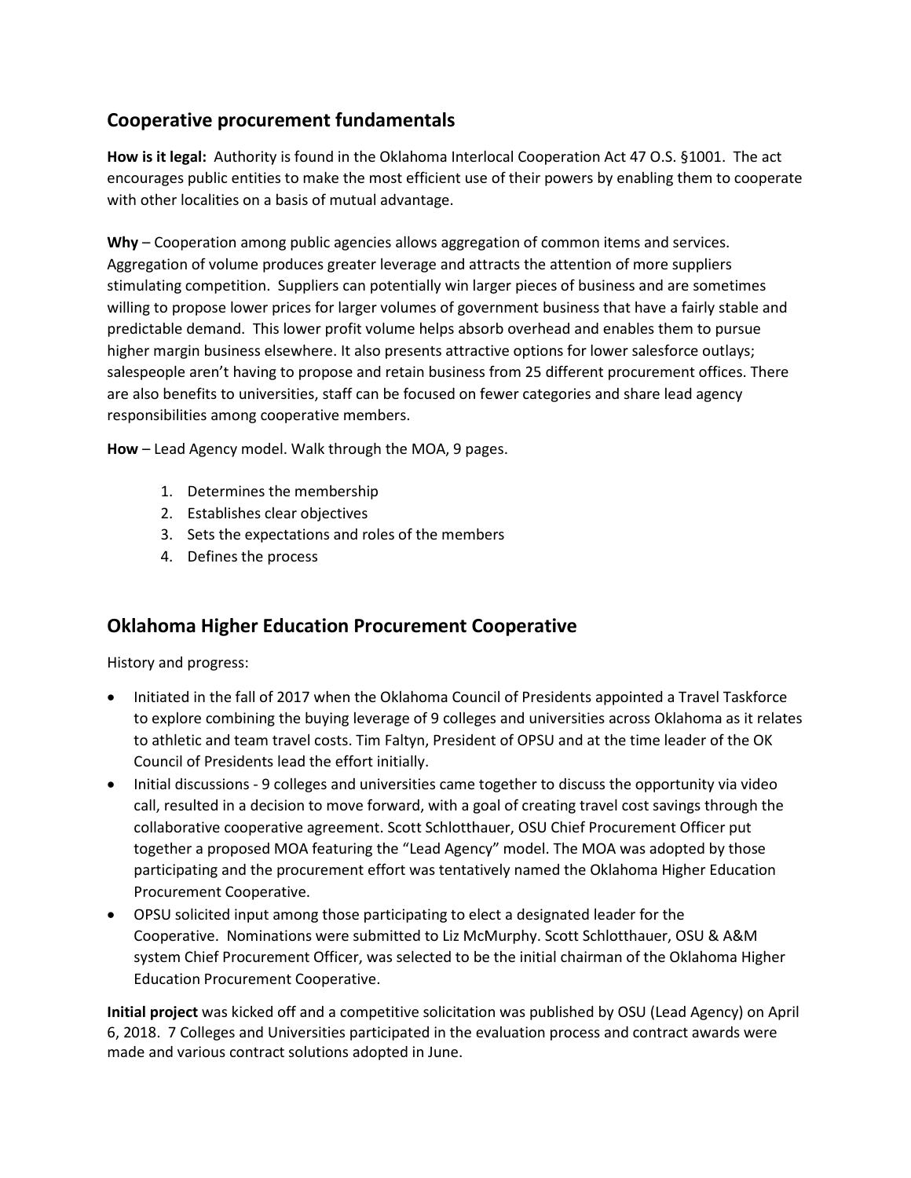## Cooperative procurement fundamentals

**How is it legal:** Authority is found in the Oklahoma Interlocal Cooperation Act 47 O.S. §1001. The act encourages public entities to make the most efficient use of their powers by enabling them to cooperate with other localities on a basis of mutual advantage.

**Why** – Cooperation among public agencies allows aggregation of common items and services. Aggregation of volume produces greater leverage and attracts the attention of more suppliers stimulating competition. Suppliers can potentially win larger pieces of business and are sometimes willing to propose lower prices for larger volumes of government business that have a fairly stable and predictable demand. This lower profit volume helps absorb overhead and enables them to pursue higher margin business elsewhere. It also presents attractive options for lower salesforce outlays; salespeople aren't having to propose and retain business from 25 different procurement offices. There are also benefits to universities, staff can be focused on fewer categories and share lead agency responsibilities among cooperative members.

**How** – Lead Agency model. Walk through the MOA, 9 pages.

1. Determines the membership
2. Establishes clear objectives
3. Sets the expectations and roles of the members
4. Defines the process

## Oklahoma Higher Education Procurement Cooperative

History and progress:

- Initiated in the fall of 2017 when the Oklahoma Council of Presidents appointed a Travel Taskforce to explore combining the buying leverage of 9 colleges and universities across Oklahoma as it relates to athletic and team travel costs. Tim Faltyn, President of OPSU and at the time leader of the OK Council of Presidents lead the effort initially.
- Initial discussions - 9 colleges and universities came together to discuss the opportunity via video call, resulted in a decision to move forward, with a goal of creating travel cost savings through the collaborative cooperative agreement. Scott Schlotthauer, OSU Chief Procurement Officer put together a proposed MOA featuring the "Lead Agency" model. The MOA was adopted by those participating and the procurement effort was tentatively named the Oklahoma Higher Education Procurement Cooperative.
- OPSU solicited input among those participating to elect a designated leader for the Cooperative. Nominations were submitted to Liz McMurphy. Scott Schlotthauer, OSU & A&M system Chief Procurement Officer, was selected to be the initial chairman of the Oklahoma Higher Education Procurement Cooperative.

**Initial project** was kicked off and a competitive solicitation was published by OSU (Lead Agency) on April 6, 2018. 7 Colleges and Universities participated in the evaluation process and contract awards were made and various contract solutions adopted in June.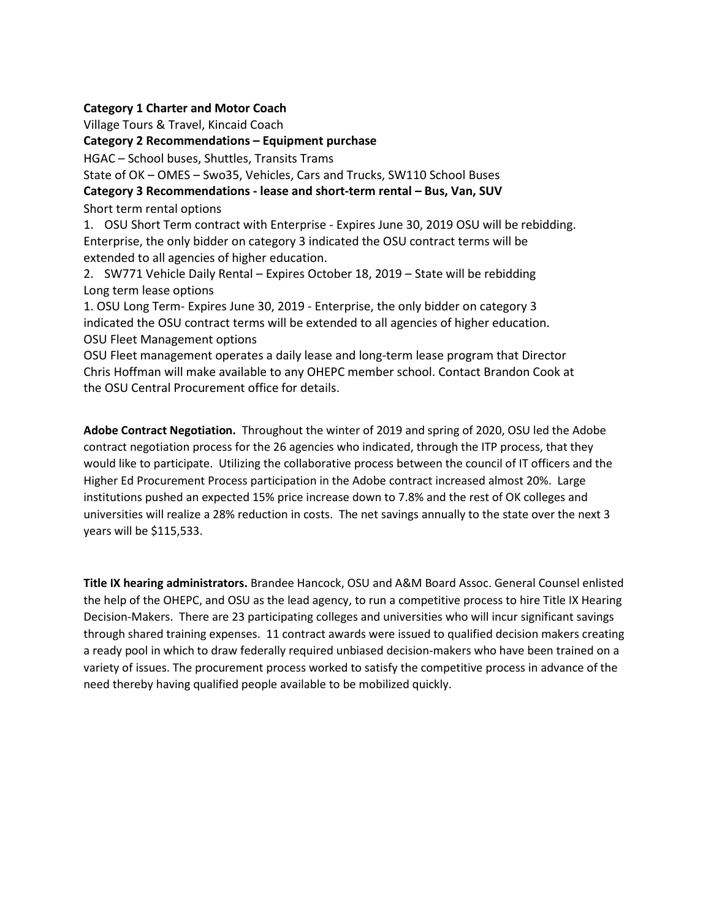**Category 1 Charter and Motor Coach**

Village Tours & Travel, Kincaid Coach

**Category 2 Recommendations – Equipment purchase**

HGAC – School buses, Shuttles, Transits Trams

State of OK – OMES – Swo35, Vehicles, Cars and Trucks, SW110 School Buses

**Category 3 Recommendations - lease and short-term rental – Bus, Van, SUV**

Short term rental options

1. OSU Short Term contract with Enterprise - Expires June 30, 2019 OSU will be rebidding. Enterprise, the only bidder on category 3 indicated the OSU contract terms will be extended to all agencies of higher education.
2. SW771 Vehicle Daily Rental – Expires October 18, 2019 – State will be rebidding

Long term lease options

1. OSU Long Term- Expires June 30, 2019 - Enterprise, the only bidder on category 3 indicated the OSU contract terms will be extended to all agencies of higher education.

OSU Fleet Management options

OSU Fleet management operates a daily lease and long-term lease program that Director Chris Hoffman will make available to any OHEPC member school. Contact Brandon Cook at the OSU Central Procurement office for details.

**Adobe Contract Negotiation.** Throughout the winter of 2019 and spring of 2020, OSU led the Adobe contract negotiation process for the 26 agencies who indicated, through the ITP process, that they would like to participate. Utilizing the collaborative process between the council of IT officers and the Higher Ed Procurement Process participation in the Adobe contract increased almost 20%. Large institutions pushed an expected 15% price increase down to 7.8% and the rest of OK colleges and universities will realize a 28% reduction in costs. The net savings annually to the state over the next 3 years will be $115,533.

**Title IX hearing administrators.** Brandee Hancock, OSU and A&M Board Assoc. General Counsel enlisted the help of the OHEPC, and OSU as the lead agency, to run a competitive process to hire Title IX Hearing Decision-Makers. There are 23 participating colleges and universities who will incur significant savings through shared training expenses. 11 contract awards were issued to qualified decision makers creating a ready pool in which to draw federally required unbiased decision-makers who have been trained on a variety of issues. The procurement process worked to satisfy the competitive process in advance of the need thereby having qualified people available to be mobilized quickly.